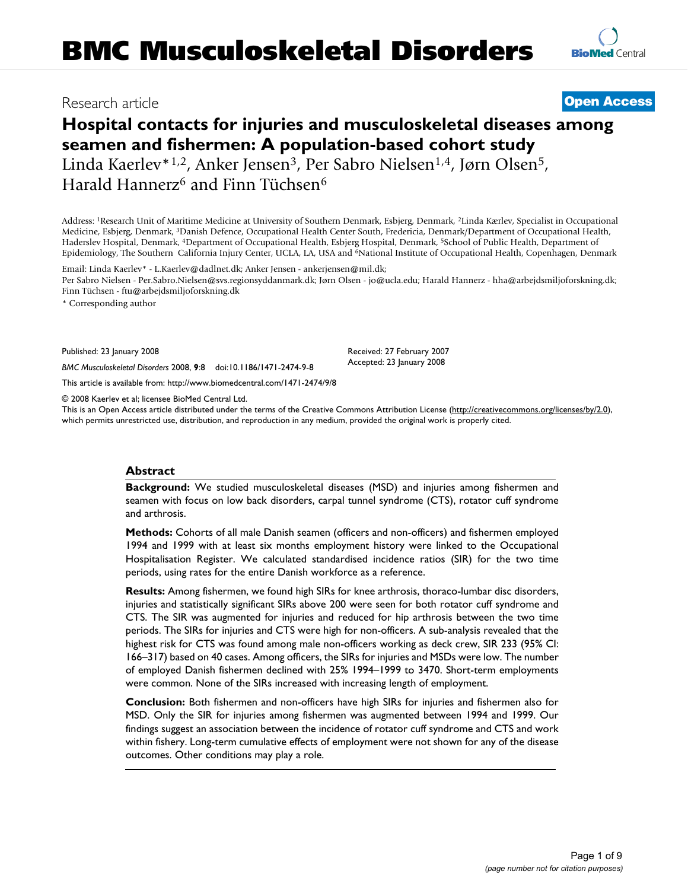# BMC Musculoskeletal Disorders

Research article

**Open Access**

# Hospital contacts for injuries and musculoskeletal diseases among seamen and fishermen: A population-based cohort study

Linda Kaerlev*[1,2], Anker Jensen[3], Per Sabro Nielsen[1,4], Jørn Olsen[5], Harald Hannerz[6] and Finn Tüchsen[6]

Address: [1]Research Unit of Maritime Medicine at University of Southern Denmark, Esbjerg, Denmark, [2]Linda Kærlev, Specialist in Occupational Medicine, Esbjerg, Denmark, [3]Danish Defence, Occupational Health Center South, Fredericia, Denmark/Department of Occupational Health, Haderslev Hospital, Denmark, [4]Department of Occupational Health, Esbjerg Hospital, Denmark, [5]School of Public Health, Department of Epidemiology, The Southern California Injury Center, UCLA, LA, USA and [6]National Institute of Occupational Health, Copenhagen, Denmark

Email: Linda Kaerlev* - L.Kaerlev@dadlnet.dk; Anker Jensen - ankerjensen@mil.dk; Per Sabro Nielsen - Per.Sabro.Nielsen@svs.regionsyddanmark.dk; Jørn Olsen - jo@ucla.edu; Harald Hannerz - hha@arbejdsmiljoforskning.dk; Finn Tüchsen - ftu@arbejdsmiljoforskning.dk

* Corresponding author

Published: 23 January 2008

*BMC Musculoskeletal Disorders* 2008, **9**:8 doi:10.1186/1471-2474-9-8

Received: 27 February 2007
Accepted: 23 January 2008

This article is available from: http://www.biomedcentral.com/1471-2474/9/8

© 2008 Kaerlev et al; licensee BioMed Central Ltd.
This is an Open Access article distributed under the terms of the Creative Commons Attribution License (http://creativecommons.org/licenses/by/2.0), which permits unrestricted use, distribution, and reproduction in any medium, provided the original work is properly cited.

## Abstract

**Background:** We studied musculoskeletal diseases (MSD) and injuries among fishermen and seamen with focus on low back disorders, carpal tunnel syndrome (CTS), rotator cuff syndrome and arthrosis.

**Methods:** Cohorts of all male Danish seamen (officers and non-officers) and fishermen employed 1994 and 1999 with at least six months employment history were linked to the Occupational Hospitalisation Register. We calculated standardised incidence ratios (SIR) for the two time periods, using rates for the entire Danish workforce as a reference.

**Results:** Among fishermen, we found high SIRs for knee arthrosis, thoraco-lumbar disc disorders, injuries and statistically significant SIRs above 200 were seen for both rotator cuff syndrome and CTS. The SIR was augmented for injuries and reduced for hip arthrosis between the two time periods. The SIRs for injuries and CTS were high for non-officers. A sub-analysis revealed that the highest risk for CTS was found among male non-officers working as deck crew, SIR 233 (95% CI: 166–317) based on 40 cases. Among officers, the SIRs for injuries and MSDs were low. The number of employed Danish fishermen declined with 25% 1994–1999 to 3470. Short-term employments were common. None of the SIRs increased with increasing length of employment.

**Conclusion:** Both fishermen and non-officers have high SIRs for injuries and fishermen also for MSD. Only the SIR for injuries among fishermen was augmented between 1994 and 1999. Our findings suggest an association between the incidence of rotator cuff syndrome and CTS and work within fishery. Long-term cumulative effects of employment were not shown for any of the disease outcomes. Other conditions may play a role.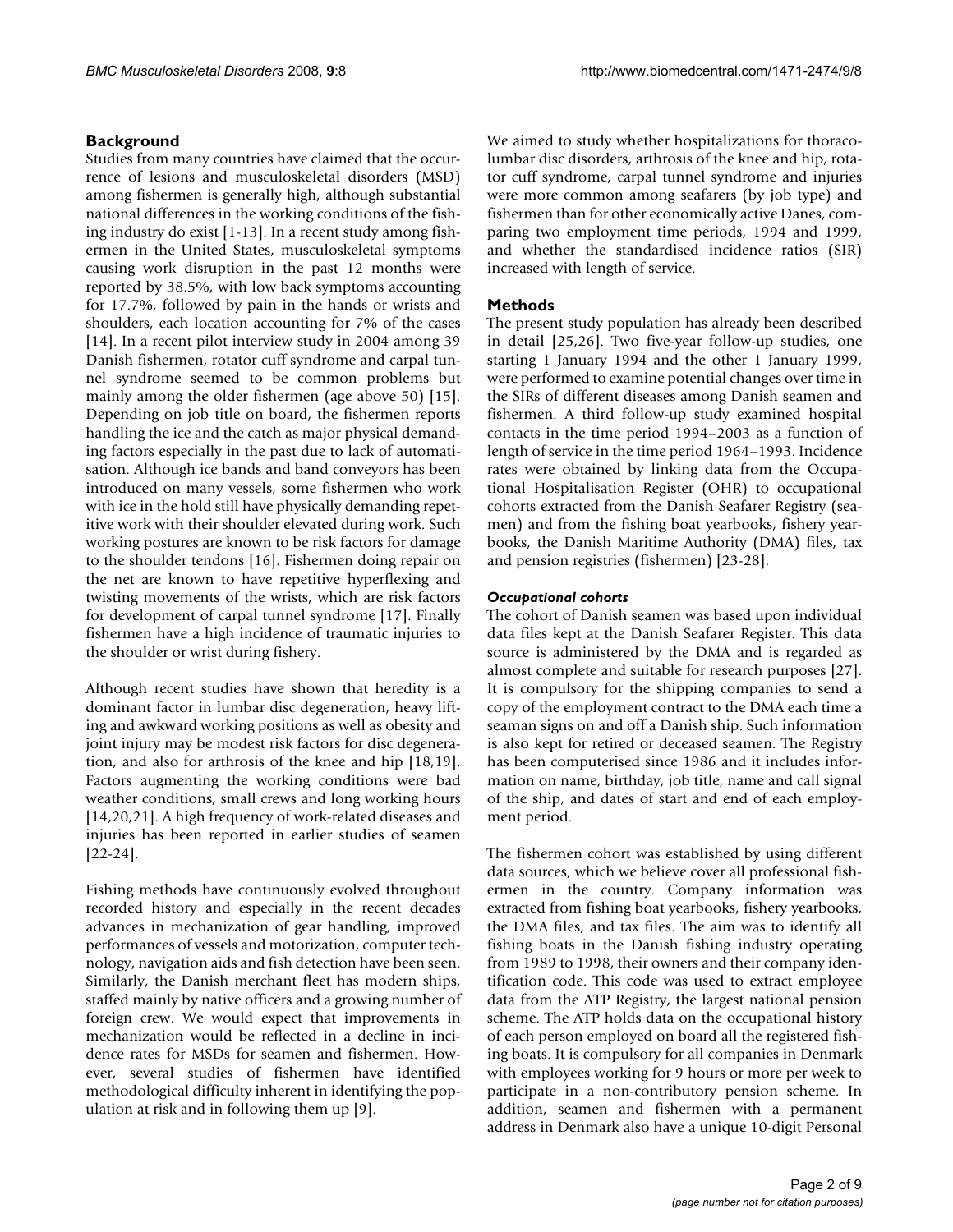## Background

Studies from many countries have claimed that the occurrence of lesions and musculoskeletal disorders (MSD) among fishermen is generally high, although substantial national differences in the working conditions of the fishing industry do exist [1-13]. In a recent study among fishermen in the United States, musculoskeletal symptoms causing work disruption in the past 12 months were reported by 38.5%, with low back symptoms accounting for 17.7%, followed by pain in the hands or wrists and shoulders, each location accounting for 7% of the cases [14]. In a recent pilot interview study in 2004 among 39 Danish fishermen, rotator cuff syndrome and carpal tunnel syndrome seemed to be common problems but mainly among the older fishermen (age above 50) [15]. Depending on job title on board, the fishermen reports handling the ice and the catch as major physical demanding factors especially in the past due to lack of automatisation. Although ice bands and band conveyors has been introduced on many vessels, some fishermen who work with ice in the hold still have physically demanding repetitive work with their shoulder elevated during work. Such working postures are known to be risk factors for damage to the shoulder tendons [16]. Fishermen doing repair on the net are known to have repetitive hyperflexing and twisting movements of the wrists, which are risk factors for development of carpal tunnel syndrome [17]. Finally fishermen have a high incidence of traumatic injuries to the shoulder or wrist during fishery.

Although recent studies have shown that heredity is a dominant factor in lumbar disc degeneration, heavy lifting and awkward working positions as well as obesity and joint injury may be modest risk factors for disc degeneration, and also for arthrosis of the knee and hip [18,19]. Factors augmenting the working conditions were bad weather conditions, small crews and long working hours [14,20,21]. A high frequency of work-related diseases and injuries has been reported in earlier studies of seamen [22-24].

Fishing methods have continuously evolved throughout recorded history and especially in the recent decades advances in mechanization of gear handling, improved performances of vessels and motorization, computer technology, navigation aids and fish detection have been seen. Similarly, the Danish merchant fleet has modern ships, staffed mainly by native officers and a growing number of foreign crew. We would expect that improvements in mechanization would be reflected in a decline in incidence rates for MSDs for seamen and fishermen. However, several studies of fishermen have identified methodological difficulty inherent in identifying the population at risk and in following them up [9].

We aimed to study whether hospitalizations for thoracolumbar disc disorders, arthrosis of the knee and hip, rotator cuff syndrome, carpal tunnel syndrome and injuries were more common among seafarers (by job type) and fishermen than for other economically active Danes, comparing two employment time periods, 1994 and 1999, and whether the standardised incidence ratios (SIR) increased with length of service.

## Methods

The present study population has already been described in detail [25,26]. Two five-year follow-up studies, one starting 1 January 1994 and the other 1 January 1999, were performed to examine potential changes over time in the SIRs of different diseases among Danish seamen and fishermen. A third follow-up study examined hospital contacts in the time period 1994–2003 as a function of length of service in the time period 1964–1993. Incidence rates were obtained by linking data from the Occupational Hospitalisation Register (OHR) to occupational cohorts extracted from the Danish Seafarer Registry (seamen) and from the fishing boat yearbooks, fishery yearbooks, the Danish Maritime Authority (DMA) files, tax and pension registries (fishermen) [23-28].

### *Occupational cohorts*

The cohort of Danish seamen was based upon individual data files kept at the Danish Seafarer Register. This data source is administered by the DMA and is regarded as almost complete and suitable for research purposes [27]. It is compulsory for the shipping companies to send a copy of the employment contract to the DMA each time a seaman signs on and off a Danish ship. Such information is also kept for retired or deceased seamen. The Registry has been computerised since 1986 and it includes information on name, birthday, job title, name and call signal of the ship, and dates of start and end of each employment period.

The fishermen cohort was established by using different data sources, which we believe cover all professional fishermen in the country. Company information was extracted from fishing boat yearbooks, fishery yearbooks, the DMA files, and tax files. The aim was to identify all fishing boats in the Danish fishing industry operating from 1989 to 1998, their owners and their company identification code. This code was used to extract employee data from the ATP Registry, the largest national pension scheme. The ATP holds data on the occupational history of each person employed on board all the registered fishing boats. It is compulsory for all companies in Denmark with employees working for 9 hours or more per week to participate in a non-contributory pension scheme. In addition, seamen and fishermen with a permanent address in Denmark also have a unique 10-digit Personal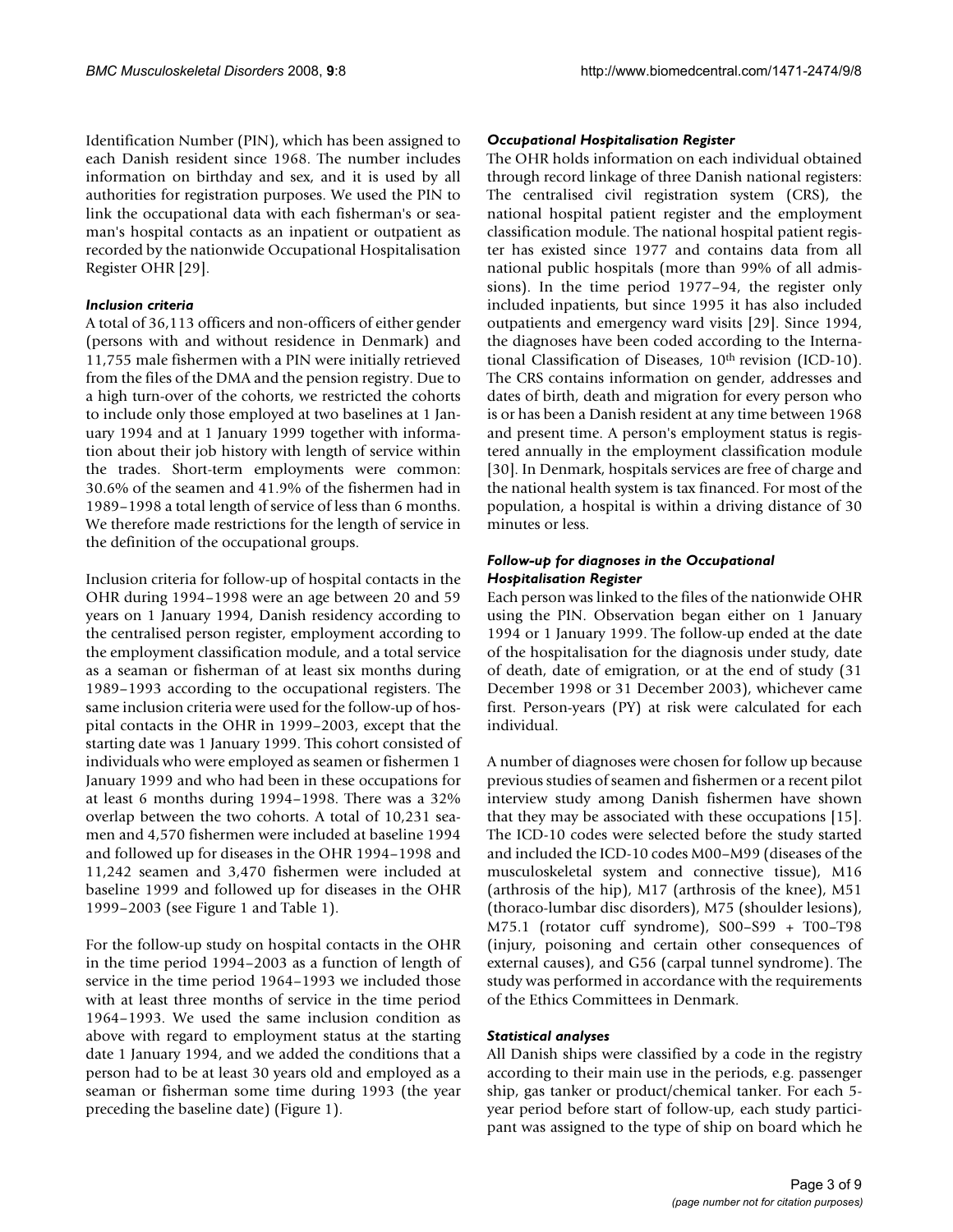Identification Number (PIN), which has been assigned to each Danish resident since 1968. The number includes information on birthday and sex, and it is used by all authorities for registration purposes. We used the PIN to link the occupational data with each fisherman's or seaman's hospital contacts as an inpatient or outpatient as recorded by the nationwide Occupational Hospitalisation Register OHR [29].

### *Inclusion criteria*

A total of 36,113 officers and non-officers of either gender (persons with and without residence in Denmark) and 11,755 male fishermen with a PIN were initially retrieved from the files of the DMA and the pension registry. Due to a high turn-over of the cohorts, we restricted the cohorts to include only those employed at two baselines at 1 January 1994 and at 1 January 1999 together with information about their job history with length of service within the trades. Short-term employments were common: 30.6% of the seamen and 41.9% of the fishermen had in 1989–1998 a total length of service of less than 6 months. We therefore made restrictions for the length of service in the definition of the occupational groups.

Inclusion criteria for follow-up of hospital contacts in the OHR during 1994–1998 were an age between 20 and 59 years on 1 January 1994, Danish residency according to the centralised person register, employment according to the employment classification module, and a total service as a seaman or fisherman of at least six months during 1989–1993 according to the occupational registers. The same inclusion criteria were used for the follow-up of hospital contacts in the OHR in 1999–2003, except that the starting date was 1 January 1999. This cohort consisted of individuals who were employed as seamen or fishermen 1 January 1999 and who had been in these occupations for at least 6 months during 1994–1998. There was a 32% overlap between the two cohorts. A total of 10,231 seamen and 4,570 fishermen were included at baseline 1994 and followed up for diseases in the OHR 1994–1998 and 11,242 seamen and 3,470 fishermen were included at baseline 1999 and followed up for diseases in the OHR 1999–2003 (see Figure 1 and Table 1).

For the follow-up study on hospital contacts in the OHR in the time period 1994–2003 as a function of length of service in the time period 1964–1993 we included those with at least three months of service in the time period 1964–1993. We used the same inclusion condition as above with regard to employment status at the starting date 1 January 1994, and we added the conditions that a person had to be at least 30 years old and employed as a seaman or fisherman some time during 1993 (the year preceding the baseline date) (Figure 1).

### *Occupational Hospitalisation Register*

The OHR holds information on each individual obtained through record linkage of three Danish national registers: The centralised civil registration system (CRS), the national hospital patient register and the employment classification module. The national hospital patient register has existed since 1977 and contains data from all national public hospitals (more than 99% of all admissions). In the time period 1977–94, the register only included inpatients, but since 1995 it has also included outpatients and emergency ward visits [29]. Since 1994, the diagnoses have been coded according to the International Classification of Diseases, 10th revision (ICD-10). The CRS contains information on gender, addresses and dates of birth, death and migration for every person who is or has been a Danish resident at any time between 1968 and present time. A person's employment status is registered annually in the employment classification module [30]. In Denmark, hospitals services are free of charge and the national health system is tax financed. For most of the population, a hospital is within a driving distance of 30 minutes or less.

### *Follow-up for diagnoses in the Occupational Hospitalisation Register*

Each person was linked to the files of the nationwide OHR using the PIN. Observation began either on 1 January 1994 or 1 January 1999. The follow-up ended at the date of the hospitalisation for the diagnosis under study, date of death, date of emigration, or at the end of study (31 December 1998 or 31 December 2003), whichever came first. Person-years (PY) at risk were calculated for each individual.

A number of diagnoses were chosen for follow up because previous studies of seamen and fishermen or a recent pilot interview study among Danish fishermen have shown that they may be associated with these occupations [15]. The ICD-10 codes were selected before the study started and included the ICD-10 codes M00–M99 (diseases of the musculoskeletal system and connective tissue), M16 (arthrosis of the hip), M17 (arthrosis of the knee), M51 (thoraco-lumbar disc disorders), M75 (shoulder lesions), M75.1 (rotator cuff syndrome), S00–S99 + T00–T98 (injury, poisoning and certain other consequences of external causes), and G56 (carpal tunnel syndrome). The study was performed in accordance with the requirements of the Ethics Committees in Denmark.

### *Statistical analyses*

All Danish ships were classified by a code in the registry according to their main use in the periods, e.g. passenger ship, gas tanker or product/chemical tanker. For each 5-year period before start of follow-up, each study participant was assigned to the type of ship on board which he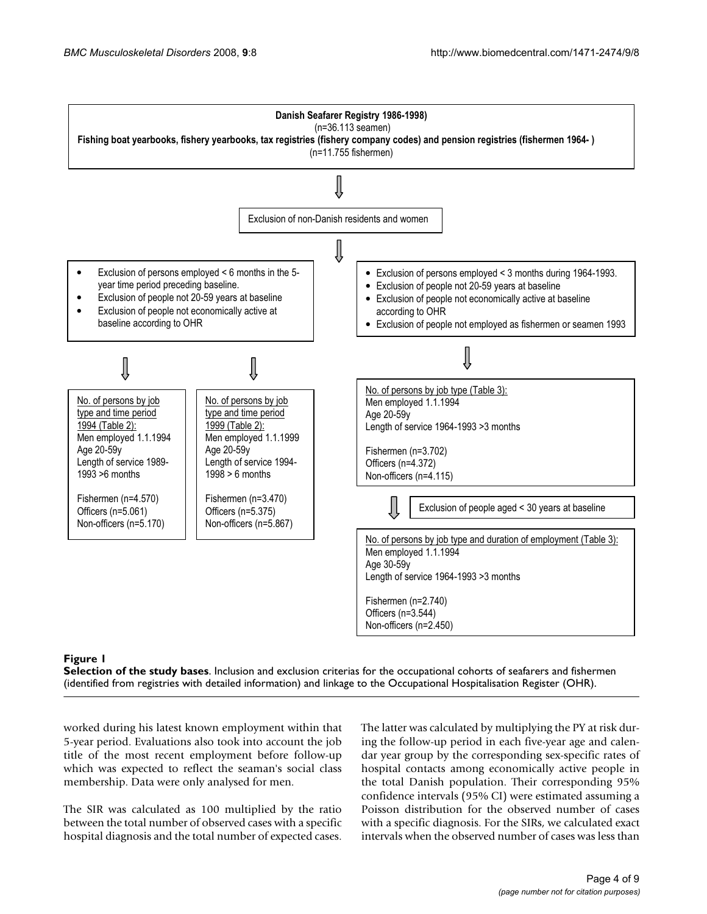Danish Seafarer Registry 1986-1998)
(n=36.113 seamen)
Fishing boat yearbooks, fishery yearbooks, tax registries (fishery company codes) and pension registries (fishermen 1964- )
(n=11.755 fishermen)

Exclusion of non-Danish residents and women

- Exclusion of persons employed < 6 months in the 5-year time period preceding baseline.
- Exclusion of people not 20-59 years at baseline
- Exclusion of people not economically active at baseline according to OHR

- Exclusion of persons employed < 3 months during 1964-1993.
- Exclusion of people not 20-59 years at baseline
- Exclusion of people not economically active at baseline according to OHR
- Exclusion of people not employed as fishermen or seamen 1993

No. of persons by job type and time period 1994 (Table 2):
Men employed 1.1.1994
Age 20-59y
Length of service 1989-1993 >6 months

Fishermen (n=4.570)
Officers (n=5.061)
Non-officers (n=5.170)

No. of persons by job type and time period 1999 (Table 2):
Men employed 1.1.1999
Age 20-59y
Length of service 1994-1998 > 6 months

Fishermen (n=3.470)
Officers (n=5.375)
Non-officers (n=5.867)

No. of persons by job type (Table 3):
Men employed 1.1.1994
Age 20-59y
Length of service 1964-1993 >3 months

Fishermen (n=3.702)
Officers (n=4.372)
Non-officers (n=4.115)

Exclusion of people aged < 30 years at baseline

No. of persons by job type and duration of employment (Table 3):
Men employed 1.1.1994
Age 30-59y
Length of service 1964-1993 >3 months

Fishermen (n=2.740)
Officers (n=3.544)
Non-officers (n=2.450)

**Figure 1**

**Selection of the study bases**. Inclusion and exclusion criterias for the occupational cohorts of seafarers and fishermen (identified from registries with detailed information) and linkage to the Occupational Hospitalisation Register (OHR).

worked during his latest known employment within that 5-year period. Evaluations also took into account the job title of the most recent employment before follow-up which was expected to reflect the seaman's social class membership. Data were only analysed for men.

The SIR was calculated as 100 multiplied by the ratio between the total number of observed cases with a specific hospital diagnosis and the total number of expected cases. The latter was calculated by multiplying the PY at risk during the follow-up period in each five-year age and calendar year group by the corresponding sex-specific rates of hospital contacts among economically active people in the total Danish population. Their corresponding 95% confidence intervals (95% CI) were estimated assuming a Poisson distribution for the observed number of cases with a specific diagnosis. For the SIRs, we calculated exact intervals when the observed number of cases was less than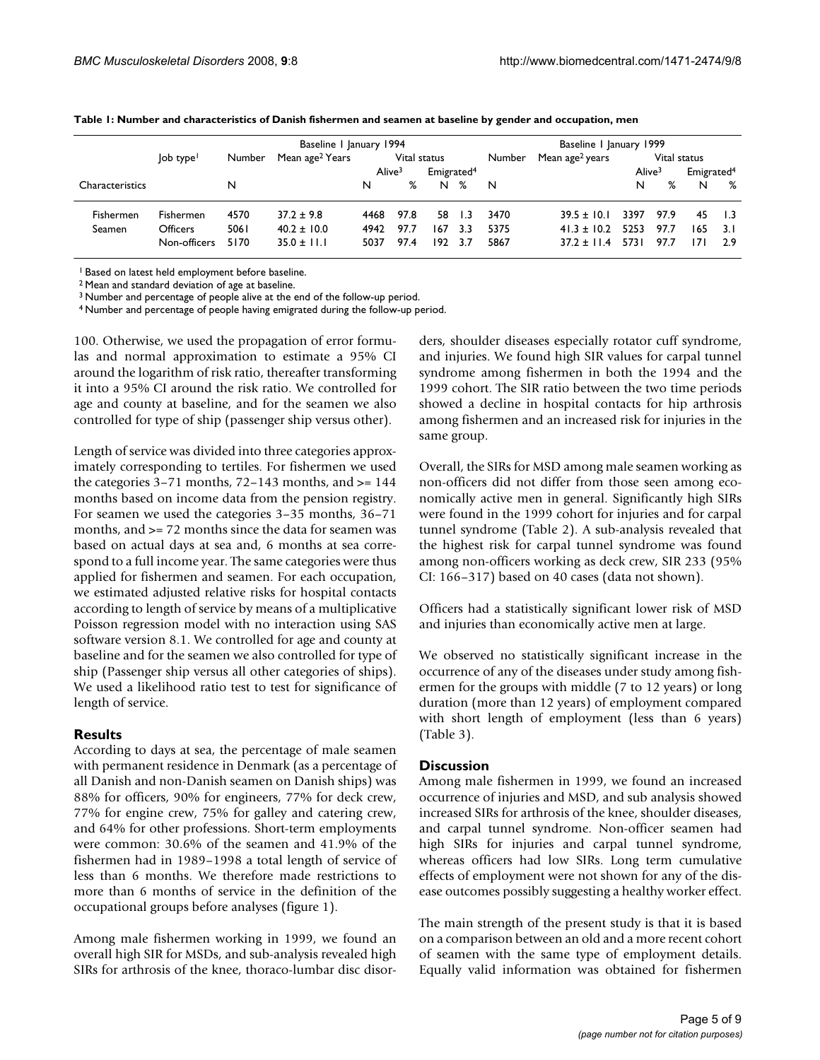**Table 1: Number and characteristics of Danish fishermen and seamen at baseline by gender and occupation, men**

| | | Baseline 1 January 1994 | | | | | | Baseline 1 January 1999 | | | | | |
|---|---|---|---|---|---|---|---|---|---|---|---|---|---|
| | Job type[1] | Number | Mean age[2] Years | Vital status | | | | Number | Mean age[2] years | Vital status | | | |
| | | | | Alive[3] | | Emigrated[4] | | | | Alive[3] | | Emigrated[4] | |
| Characteristics | | N | | N | % | N | % | N | | N | % | N | % |
| Fishermen | Fishermen | 4570 | 37.2 ± 9.8 | 4468 | 97.8 | 58 | 1.3 | 3470 | 39.5 ± 10.1 | 3397 | 97.9 | 45 | 1.3 |
| Seamen | Officers | 5061 | 40.2 ± 10.0 | 4942 | 97.7 | 167 | 3.3 | 5375 | 41.3 ± 10.2 | 5253 | 97.7 | 165 | 3.1 |
| | Non-officers | 5170 | 35.0 ± 11.1 | 5037 | 97.4 | 192 | 3.7 | 5867 | 37.2 ± 11.4 | 5731 | 97.7 | 171 | 2.9 |

[1] Based on latest held employment before baseline.
[2] Mean and standard deviation of age at baseline.
[3] Number and percentage of people alive at the end of the follow-up period.
[4] Number and percentage of people having emigrated during the follow-up period.

100. Otherwise, we used the propagation of error formulas and normal approximation to estimate a 95% CI around the logarithm of risk ratio, thereafter transforming it into a 95% CI around the risk ratio. We controlled for age and county at baseline, and for the seamen we also controlled for type of ship (passenger ship versus other).

Length of service was divided into three categories approximately corresponding to tertiles. For fishermen we used the categories 3–71 months, 72–143 months, and >= 144 months based on income data from the pension registry. For seamen we used the categories 3–35 months, 36–71 months, and >= 72 months since the data for seamen was based on actual days at sea and, 6 months at sea correspond to a full income year. The same categories were thus applied for fishermen and seamen. For each occupation, we estimated adjusted relative risks for hospital contacts according to length of service by means of a multiplicative Poisson regression model with no interaction using SAS software version 8.1. We controlled for age and county at baseline and for the seamen we also controlled for type of ship (Passenger ship versus all other categories of ships). We used a likelihood ratio test to test for significance of length of service.

## Results

According to days at sea, the percentage of male seamen with permanent residence in Denmark (as a percentage of all Danish and non-Danish seamen on Danish ships) was 88% for officers, 90% for engineers, 77% for deck crew, 77% for engine crew, 75% for galley and catering crew, and 64% for other professions. Short-term employments were common: 30.6% of the seamen and 41.9% of the fishermen had in 1989–1998 a total length of service of less than 6 months. We therefore made restrictions to more than 6 months of service in the definition of the occupational groups before analyses (figure 1).

Among male fishermen working in 1999, we found an overall high SIR for MSDs, and sub-analysis revealed high SIRs for arthrosis of the knee, thoraco-lumbar disc disorders, shoulder diseases especially rotator cuff syndrome, and injuries. We found high SIR values for carpal tunnel syndrome among fishermen in both the 1994 and the 1999 cohort. The SIR ratio between the two time periods showed a decline in hospital contacts for hip arthrosis among fishermen and an increased risk for injuries in the same group.

Overall, the SIRs for MSD among male seamen working as non-officers did not differ from those seen among economically active men in general. Significantly high SIRs were found in the 1999 cohort for injuries and for carpal tunnel syndrome (Table 2). A sub-analysis revealed that the highest risk for carpal tunnel syndrome was found among non-officers working as deck crew, SIR 233 (95% CI: 166–317) based on 40 cases (data not shown).

Officers had a statistically significant lower risk of MSD and injuries than economically active men at large.

We observed no statistically significant increase in the occurrence of any of the diseases under study among fishermen for the groups with middle (7 to 12 years) or long duration (more than 12 years) of employment compared with short length of employment (less than 6 years) (Table 3).

## Discussion

Among male fishermen in 1999, we found an increased occurrence of injuries and MSD, and sub analysis showed increased SIRs for arthrosis of the knee, shoulder diseases, and carpal tunnel syndrome. Non-officer seamen had high SIRs for injuries and carpal tunnel syndrome, whereas officers had low SIRs. Long term cumulative effects of employment were not shown for any of the disease outcomes possibly suggesting a healthy worker effect.

The main strength of the present study is that it is based on a comparison between an old and a more recent cohort of seamen with the same type of employment details. Equally valid information was obtained for fishermen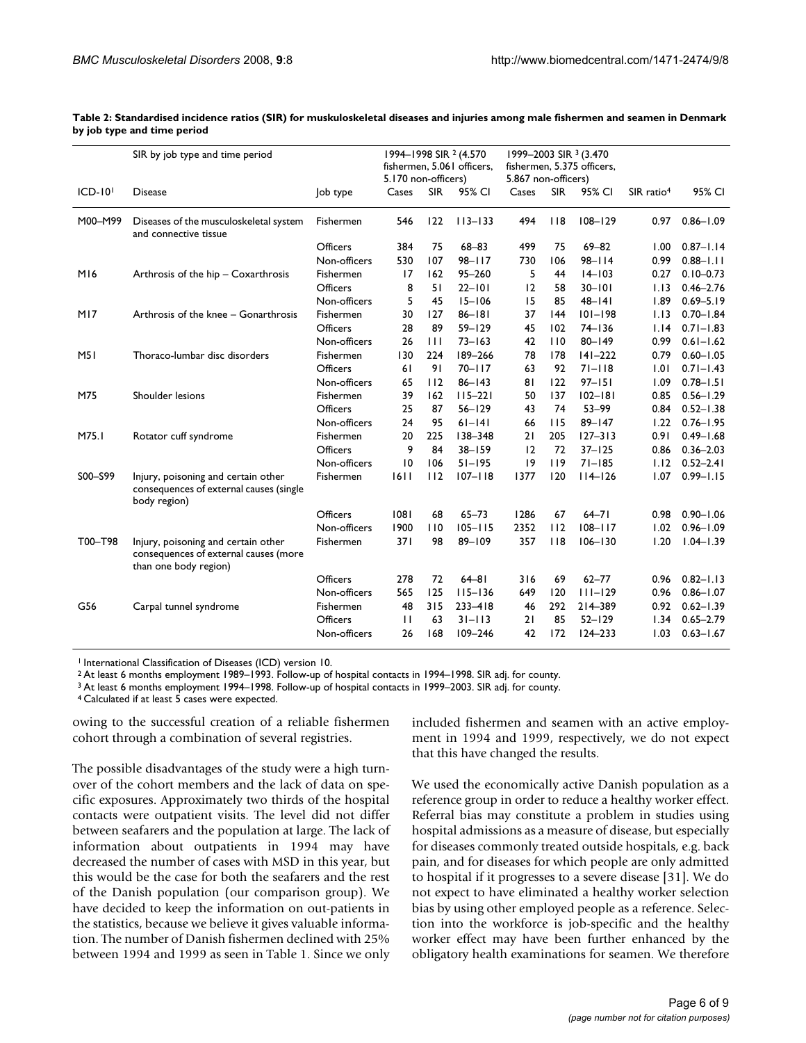**Table 2: Standardised incidence ratios (SIR) for muskuloskeletal diseases and injuries among male fishermen and seamen in Denmark by job type and time period**

| | SIR by job type and time period | | 1994–1998 SIR [2] (4.570 fishermen, 5.061 officers, 5.170 non-officers) | | | 1999–2003 SIR [3] (3.470 fishermen, 5.375 officers, 5.867 non-officers) | | | | |
|---|---|---|---|---|---|---|---|---|---|---|
| ICD-10[1] | Disease | Job type | Cases | SIR | 95% CI | Cases | SIR | 95% CI | SIR ratio[4] | 95% CI |
| M00–M99 | Diseases of the musculoskeletal system and connective tissue | Fishermen | 546 | 122 | 113–133 | 494 | 118 | 108–129 | 0.97 | 0.86–1.09 |
| | | Officers | 384 | 75 | 68–83 | 499 | 75 | 69–82 | 1.00 | 0.87–1.14 |
| | | Non-officers | 530 | 107 | 98–117 | 730 | 106 | 98–114 | 0.99 | 0.88–1.11 |
| M16 | Arthrosis of the hip – Coxarthrosis | Fishermen | 17 | 162 | 95–260 | 5 | 44 | 14–103 | 0.27 | 0.10–0.73 |
| | | Officers | 8 | 51 | 22–101 | 12 | 58 | 30–101 | 1.13 | 0.46–2.76 |
| | | Non-officers | 5 | 45 | 15–106 | 15 | 85 | 48–141 | 1.89 | 0.69–5.19 |
| M17 | Arthrosis of the knee – Gonarthrosis | Fishermen | 30 | 127 | 86–181 | 37 | 144 | 101–198 | 1.13 | 0.70–1.84 |
| | | Officers | 28 | 89 | 59–129 | 45 | 102 | 74–136 | 1.14 | 0.71–1.83 |
| | | Non-officers | 26 | 111 | 73–163 | 42 | 110 | 80–149 | 0.99 | 0.61–1.62 |
| M51 | Thoraco-lumbar disc disorders | Fishermen | 130 | 224 | 189–266 | 78 | 178 | 141–222 | 0.79 | 0.60–1.05 |
| | | Officers | 61 | 91 | 70–117 | 63 | 92 | 71–118 | 1.01 | 0.71–1.43 |
| | | Non-officers | 65 | 112 | 86–143 | 81 | 122 | 97–151 | 1.09 | 0.78–1.51 |
| M75 | Shoulder lesions | Fishermen | 39 | 162 | 115–221 | 50 | 137 | 102–181 | 0.85 | 0.56–1.29 |
| | | Officers | 25 | 87 | 56–129 | 43 | 74 | 53–99 | 0.84 | 0.52–1.38 |
| | | Non-officers | 24 | 95 | 61–141 | 66 | 115 | 89–147 | 1.22 | 0.76–1.95 |
| M75.1 | Rotator cuff syndrome | Fishermen | 20 | 225 | 138–348 | 21 | 205 | 127–313 | 0.91 | 0.49–1.68 |
| | | Officers | 9 | 84 | 38–159 | 12 | 72 | 37–125 | 0.86 | 0.36–2.03 |
| | | Non-officers | 10 | 106 | 51–195 | 19 | 119 | 71–185 | 1.12 | 0.52–2.41 |
| S00–S99 | Injury, poisoning and certain other consequences of external causes (single body region) | Fishermen | 1611 | 112 | 107–118 | 1377 | 120 | 114–126 | 1.07 | 0.99–1.15 |
| | | Officers | 1081 | 68 | 65–73 | 1286 | 67 | 64–71 | 0.98 | 0.90–1.06 |
| | | Non-officers | 1900 | 110 | 105–115 | 2352 | 112 | 108–117 | 1.02 | 0.96–1.09 |
| T00–T98 | Injury, poisoning and certain other consequences of external causes (more than one body region) | Fishermen | 371 | 98 | 89–109 | 357 | 118 | 106–130 | 1.20 | 1.04–1.39 |
| | | Officers | 278 | 72 | 64–81 | 316 | 69 | 62–77 | 0.96 | 0.82–1.13 |
| | | Non-officers | 565 | 125 | 115–136 | 649 | 120 | 111–129 | 0.96 | 0.86–1.07 |
| G56 | Carpal tunnel syndrome | Fishermen | 48 | 315 | 233–418 | 46 | 292 | 214–389 | 0.92 | 0.62–1.39 |
| | | Officers | 11 | 63 | 31–113 | 21 | 85 | 52–129 | 1.34 | 0.65–2.79 |
| | | Non-officers | 26 | 168 | 109–246 | 42 | 172 | 124–233 | 1.03 | 0.63–1.67 |

[1] International Classification of Diseases (ICD) version 10.
[2] At least 6 months employment 1989–1993. Follow-up of hospital contacts in 1994–1998. SIR adj. for county.
[3] At least 6 months employment 1994–1998. Follow-up of hospital contacts in 1999–2003. SIR adj. for county.
[4] Calculated if at least 5 cases were expected.

owing to the successful creation of a reliable fishermen cohort through a combination of several registries.

The possible disadvantages of the study were a high turnover of the cohort members and the lack of data on specific exposures. Approximately two thirds of the hospital contacts were outpatient visits. The level did not differ between seafarers and the population at large. The lack of information about outpatients in 1994 may have decreased the number of cases with MSD in this year, but this would be the case for both the seafarers and the rest of the Danish population (our comparison group). We have decided to keep the information on out-patients in the statistics, because we believe it gives valuable information. The number of Danish fishermen declined with 25% between 1994 and 1999 as seen in Table 1. Since we only included fishermen and seamen with an active employment in 1994 and 1999, respectively, we do not expect that this have changed the results.

We used the economically active Danish population as a reference group in order to reduce a healthy worker effect. Referral bias may constitute a problem in studies using hospital admissions as a measure of disease, but especially for diseases commonly treated outside hospitals, e.g. back pain, and for diseases for which people are only admitted to hospital if it progresses to a severe disease [31]. We do not expect to have eliminated a healthy worker selection bias by using other employed people as a reference. Selection into the workforce is job-specific and the healthy worker effect may have been further enhanced by the obligatory health examinations for seamen. We therefore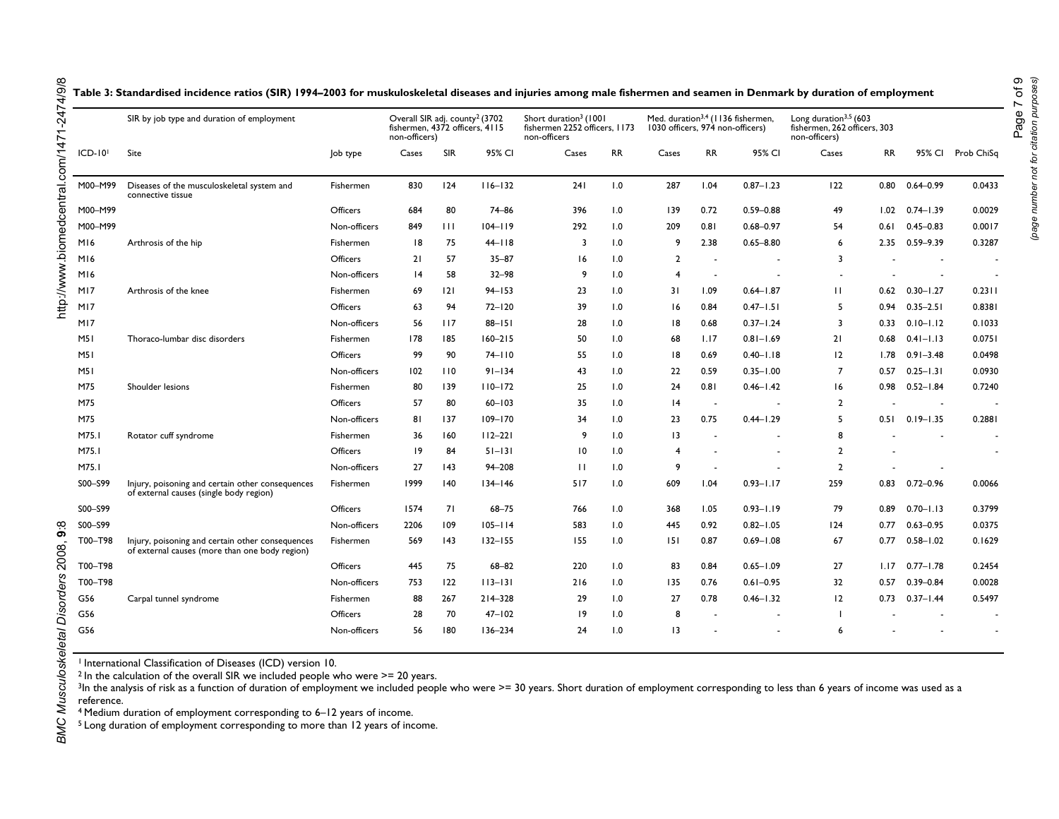**Table 3: Standardised incidence ratios (SIR) 1994–2003 for muskuloskeletal diseases and injuries among male fishermen and seamen in Denmark by duration of employment**

| | SIR by job type and duration of employment | | Overall SIR adj. county[2] (3702 fishermen, 4372 officers, 4115 non-officers) | | | Short duration[3] (1001 fishermen 2252 officers, 1173 non-officers | | Med. duration[3,4] (1136 fishermen, 1030 officers, 974 non-officers) | | | Long duration[3,5] (603 fishermen, 262 officers, 303 non-officers) | | | |
|---|---|---|---|---|---|---|---|---|---|---|---|---|---|---|
| ICD-10[1] | Site | Job type | Cases | SIR | 95% CI | Cases | RR | Cases | RR | 95% CI | Cases | RR | 95% CI | Prob ChiSq |
| M00–M99 | Diseases of the musculoskeletal system and connective tissue | Fishermen | 830 | 124 | 116–132 | 241 | 1.0 | 287 | 1.04 | 0.87–1.23 | 122 | 0.80 | 0.64–0.99 | 0.0433 |
| M00–M99 | | Officers | 684 | 80 | 74–86 | 396 | 1.0 | 139 | 0.72 | 0.59–0.88 | 49 | 1.02 | 0.74–1.39 | 0.0029 |
| M00–M99 | | Non-officers | 849 | 111 | 104–119 | 292 | 1.0 | 209 | 0.81 | 0.68–0.97 | 54 | 0.61 | 0.45–0.83 | 0.0017 |
| M16 | Arthrosis of the hip | Fishermen | 18 | 75 | 44–118 | 3 | 1.0 | 9 | 2.38 | 0.65–8.80 | 6 | 2.35 | 0.59–9.39 | 0.3287 |
| M16 | | Officers | 21 | 57 | 35–87 | 16 | 1.0 | 2 | - | - | 3 | - | - | - |
| M16 | | Non-officers | 14 | 58 | 32–98 | 9 | 1.0 | 4 | - | - | - | - | - | - |
| M17 | Arthrosis of the knee | Fishermen | 69 | 121 | 94–153 | 23 | 1.0 | 31 | 1.09 | 0.64–1.87 | 11 | 0.62 | 0.30–1.27 | 0.2311 |
| M17 | | Officers | 63 | 94 | 72–120 | 39 | 1.0 | 16 | 0.84 | 0.47–1.51 | 5 | 0.94 | 0.35–2.51 | 0.8381 |
| M17 | | Non-officers | 56 | 117 | 88–151 | 28 | 1.0 | 18 | 0.68 | 0.37–1.24 | 3 | 0.33 | 0.10–1.12 | 0.1033 |
| M51 | Thoraco-lumbar disc disorders | Fishermen | 178 | 185 | 160–215 | 50 | 1.0 | 68 | 1.17 | 0.81–1.69 | 21 | 0.68 | 0.41–1.13 | 0.0751 |
| M51 | | Officers | 99 | 90 | 74–110 | 55 | 1.0 | 18 | 0.69 | 0.40–1.18 | 12 | 1.78 | 0.91–3.48 | 0.0498 |
| M51 | | Non-officers | 102 | 110 | 91–134 | 43 | 1.0 | 22 | 0.59 | 0.35–1.00 | 7 | 0.57 | 0.25–1.31 | 0.0930 |
| M75 | Shoulder lesions | Fishermen | 80 | 139 | 110–172 | 25 | 1.0 | 24 | 0.81 | 0.46–1.42 | 16 | 0.98 | 0.52–1.84 | 0.7240 |
| M75 | | Officers | 57 | 80 | 60–103 | 35 | 1.0 | 14 | - | - | 2 | - | - | - |
| M75 | | Non-officers | 81 | 137 | 109–170 | 34 | 1.0 | 23 | 0.75 | 0.44–1.29 | 5 | 0.51 | 0.19–1.35 | 0.2881 |
| M75.1 | Rotator cuff syndrome | Fishermen | 36 | 160 | 112–221 | 9 | 1.0 | 13 | - | - | 8 | - | - | - |
| M75.1 | | Officers | 19 | 84 | 51–131 | 10 | 1.0 | 4 | - | - | 2 | - | - | - |
| M75.1 | | Non-officers | 27 | 143 | 94–208 | 11 | 1.0 | 9 | - | - | 2 | - | - | |
| S00–S99 | Injury, poisoning and certain other consequences of external causes (single body region) | Fishermen | 1999 | 140 | 134–146 | 517 | 1.0 | 609 | 1.04 | 0.93–1.17 | 259 | 0.83 | 0.72–0.96 | 0.0066 |
| S00–S99 | | Officers | 1574 | 71 | 68–75 | 766 | 1.0 | 368 | 1.05 | 0.93–1.19 | 79 | 0.89 | 0.70–1.13 | 0.3799 |
| S00–S99 | | Non-officers | 2206 | 109 | 105–114 | 583 | 1.0 | 445 | 0.92 | 0.82–1.05 | 124 | 0.77 | 0.63–0.95 | 0.0375 |
| T00–T98 | Injury, poisoning and certain other consequences of external causes (more than one body region) | Fishermen | 569 | 143 | 132–155 | 155 | 1.0 | 151 | 0.87 | 0.69–1.08 | 67 | 0.77 | 0.58–1.02 | 0.1629 |
| T00–T98 | | Officers | 445 | 75 | 68–82 | 220 | 1.0 | 83 | 0.84 | 0.65–1.09 | 27 | 1.17 | 0.77–1.78 | 0.2454 |
| T00–T98 | | Non-officers | 753 | 122 | 113–131 | 216 | 1.0 | 135 | 0.76 | 0.61–0.95 | 32 | 0.57 | 0.39–0.84 | 0.0028 |
| G56 | Carpal tunnel syndrome | Fishermen | 88 | 267 | 214–328 | 29 | 1.0 | 27 | 0.78 | 0.46–1.32 | 12 | 0.73 | 0.37–1.44 | 0.5497 |
| G56 | | Officers | 28 | 70 | 47–102 | 19 | 1.0 | 8 | - | - | 1 | - | - | - |
| G56 | | Non-officers | 56 | 180 | 136–234 | 24 | 1.0 | 13 | - | - | 6 | - | - | - |

[1] International Classification of Diseases (ICD) version 10.

[2] In the calculation of the overall SIR we included people who were >= 20 years.

[3] In the analysis of risk as a function of duration of employment we included people who were >= 30 years. Short duration of employment corresponding to less than 6 years of income was used as a reference.

[4] Medium duration of employment corresponding to 6–12 years of income.

[5] Long duration of employment corresponding to more than 12 years of income.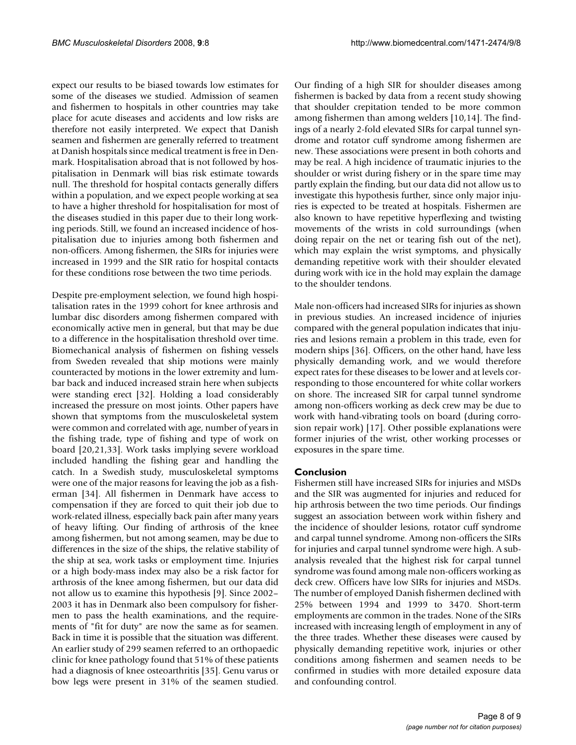expect our results to be biased towards low estimates for some of the diseases we studied. Admission of seamen and fishermen to hospitals in other countries may take place for acute diseases and accidents and low risks are therefore not easily interpreted. We expect that Danish seamen and fishermen are generally referred to treatment at Danish hospitals since medical treatment is free in Denmark. Hospitalisation abroad that is not followed by hospitalisation in Denmark will bias risk estimate towards null. The threshold for hospital contacts generally differs within a population, and we expect people working at sea to have a higher threshold for hospitalisation for most of the diseases studied in this paper due to their long working periods. Still, we found an increased incidence of hospitalisation due to injuries among both fishermen and non-officers. Among fishermen, the SIRs for injuries were increased in 1999 and the SIR ratio for hospital contacts for these conditions rose between the two time periods.

Despite pre-employment selection, we found high hospitalisation rates in the 1999 cohort for knee arthrosis and lumbar disc disorders among fishermen compared with economically active men in general, but that may be due to a difference in the hospitalisation threshold over time. Biomechanical analysis of fishermen on fishing vessels from Sweden revealed that ship motions were mainly counteracted by motions in the lower extremity and lumbar back and induced increased strain here when subjects were standing erect [32]. Holding a load considerably increased the pressure on most joints. Other papers have shown that symptoms from the musculoskeletal system were common and correlated with age, number of years in the fishing trade, type of fishing and type of work on board [20,21,33]. Work tasks implying severe workload included handling the fishing gear and handling the catch. In a Swedish study, musculoskeletal symptoms were one of the major reasons for leaving the job as a fisherman [34]. All fishermen in Denmark have access to compensation if they are forced to quit their job due to work-related illness, especially back pain after many years of heavy lifting. Our finding of arthrosis of the knee among fishermen, but not among seamen, may be due to differences in the size of the ships, the relative stability of the ship at sea, work tasks or employment time. Injuries or a high body-mass index may also be a risk factor for arthrosis of the knee among fishermen, but our data did not allow us to examine this hypothesis [9]. Since 2002–2003 it has in Denmark also been compulsory for fishermen to pass the health examinations, and the requirements of "fit for duty" are now the same as for seamen. Back in time it is possible that the situation was different. An earlier study of 299 seamen referred to an orthopaedic clinic for knee pathology found that 51% of these patients had a diagnosis of knee osteoarthritis [35]. Genu varus or bow legs were present in 31% of the seamen studied.

Our finding of a high SIR for shoulder diseases among fishermen is backed by data from a recent study showing that shoulder crepitation tended to be more common among fishermen than among welders [10,14]. The findings of a nearly 2-fold elevated SIRs for carpal tunnel syndrome and rotator cuff syndrome among fishermen are new. These associations were present in both cohorts and may be real. A high incidence of traumatic injuries to the shoulder or wrist during fishery or in the spare time may partly explain the finding, but our data did not allow us to investigate this hypothesis further, since only major injuries is expected to be treated at hospitals. Fishermen are also known to have repetitive hyperflexing and twisting movements of the wrists in cold surroundings (when doing repair on the net or tearing fish out of the net), which may explain the wrist symptoms, and physically demanding repetitive work with their shoulder elevated during work with ice in the hold may explain the damage to the shoulder tendons.

Male non-officers had increased SIRs for injuries as shown in previous studies. An increased incidence of injuries compared with the general population indicates that injuries and lesions remain a problem in this trade, even for modern ships [36]. Officers, on the other hand, have less physically demanding work, and we would therefore expect rates for these diseases to be lower and at levels corresponding to those encountered for white collar workers on shore. The increased SIR for carpal tunnel syndrome among non-officers working as deck crew may be due to work with hand-vibrating tools on board (during corrosion repair work) [17]. Other possible explanations were former injuries of the wrist, other working processes or exposures in the spare time.

## Conclusion

Fishermen still have increased SIRs for injuries and MSDs and the SIR was augmented for injuries and reduced for hip arthrosis between the two time periods. Our findings suggest an association between work within fishery and the incidence of shoulder lesions, rotator cuff syndrome and carpal tunnel syndrome. Among non-officers the SIRs for injuries and carpal tunnel syndrome were high. A subanalysis revealed that the highest risk for carpal tunnel syndrome was found among male non-officers working as deck crew. Officers have low SIRs for injuries and MSDs. The number of employed Danish fishermen declined with 25% between 1994 and 1999 to 3470. Short-term employments are common in the trades. None of the SIRs increased with increasing length of employment in any of the three trades. Whether these diseases were caused by physically demanding repetitive work, injuries or other conditions among fishermen and seamen needs to be confirmed in studies with more detailed exposure data and confounding control.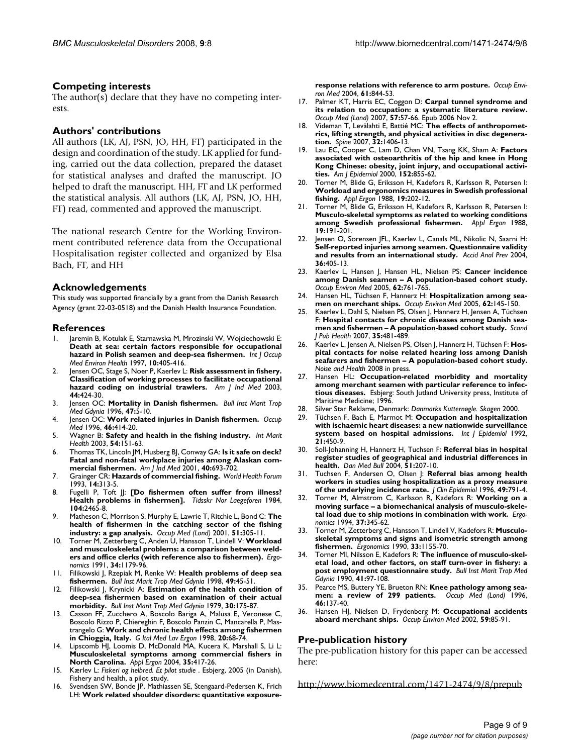## Competing interests

The author(s) declare that they have no competing interests.

## Authors' contributions

All authors (LK, AJ, PSN, JO, HH, FT) participated in the design and coordination of the study. LK applied for funding, carried out the data collection, prepared the dataset for statistical analyses and drafted the manuscript. JO helped to draft the manuscript. HH, FT and LK performed the statistical analysis. All authors (LK, AJ, PSN, JO, HH, FT) read, commented and approved the manuscript.

The national research Centre for the Working Environment contributed reference data from the Occupational Hospitalisation register collected and organized by Elsa Bach, FT, and HH

## Acknowledgements

This study was supported financially by a grant from the Danish Research Agency (grant 22-03-0518) and the Danish Health Insurance Foundation.

## References

1. Jaremin B, Kotulak E, Starnawska M, Mrozinski W, Wojciechowski E: **Death at sea: certain factors responsible for occupational hazard in Polish seamen and deep-sea fishermen.** *Int J Occup Med Environ Health* 1997, **10:**405-416.
2. Jensen OC, Stage S, Noer P, Kaerlev L: **Risk assessment in fishery. Classification of working processes to facilitate occupational hazard coding on industrial trawlers.** *Am J Ind Med* 2003, **44:**424-30.
3. Jensen OC: **Mortality in Danish fishermen.** *Bull Inst Marit Trop Med Gdynia* 1996, **47:**5-10.
4. Jensen OC: **Work related injuries in Danish fishermen.** *Occup Med* 1996, **46:**414-20.
5. Wagner B: **Safety and health in the fishing industry.** *Int Marit Health* 2003, **54:**151-63.
6. Thomas TK, Lincoln JM, Husberg BJ, Conway GA: **Is it safe on deck? Fatal and non-fatal workplace injuries among Alaskan commercial fishermen.** *Am J Ind Med* 2001, **40:**693-702.
7. Grainger CR: **Hazards of commercial fishing.** *World Health Forum* 1993, **14:**313-5.
8. Fugelli P, Toft JJ: **[Do fishermen often suffer from illness? Health problems in fishermen].** *Tidsskr Nor Laegeforen* 1984, **104:**2465-8.
9. Matheson C, Morrison S, Murphy E, Lawrie T, Ritchie L, Bond C: **The health of fishermen in the catching sector of the fishing industry: a gap analysis.** *Occup Med (Lond)* 2001, **51:**305-11.
10. Torner M, Zetterberg C, Anden U, Hansson T, Lindell V: **Workload and musculoskeletal problems: a comparison between welders and office clerks (with reference also to fishermen).** *Ergonomics* 1991, **34:**1179-96.
11. Filikowski J, Rzepiak M, Renke W: **Health problems of deep sea fishermen.** *Bull Inst Marit Trop Med Gdynia* 1998, **49:**45-51.
12. Filikowski J, Krynicki A: **Estimation of the health condition of deep-sea fishermen based on examination of their actual morbidity.** *Bull Inst Marit Trop Med Gdynia* 1979, **30:**175-87.
13. Casson FF, Zucchero A, Boscolo Bariga A, Malusa E, Veronese C, Boscolo Rizzo P, Chiereghin F, Boscolo Panzin C, Mancarella P, Mastrangelo G: **Work and chronic health effects among fishermen in Chioggia, Italy.** *G Ital Med Lav Ergon* 1998, **20:**68-74.
14. Lipscomb HJ, Loomis D, McDonald MA, Kucera K, Marshall S, Li L: **Musculoskeletal symptoms among commercial fishers in North Carolina.** *Appl Ergon* 2004, **35:**417-26.
15. Kærlev L: *Fiskeri og helbred. Et pilot studie* . Esbjerg, 2005 (in Danish), Fishery and health, a pilot study.
16. Svendsen SW, Bonde JP, Mathiassen SE, Stengaard-Pedersen K, Frich LH: **Work related shoulder disorders: quantitative exposure-response relations with reference to arm posture.** *Occup Environ Med* 2004, **61:**844-53.
17. Palmer KT, Harris EC, Coggon D: **Carpal tunnel syndrome and its relation to occupation: a systematic literature review.** *Occup Med (Lond)* 2007, **57:**57-66. Epub 2006 Nov 2.
18. Videman T, Levälahti E, Battié MC: **The effects of anthropometrics, lifting strength, and physical activities in disc degeneration.** *Spine* 2007, **32:**1406-13.
19. Lau EC, Cooper C, Lam D, Chan VN, Tsang KK, Sham A: **Factors associated with osteoarthritis of the hip and knee in Hong Kong Chinese: obesity, joint injury, and occupational activities.** *Am J Epidemiol* 2000, **152:**855-62.
20. Torner M, Blide G, Eriksson H, Kadefors R, Karlsson R, Petersen I: **Workload and ergonomics measures in Swedish professional fishing.** *Appl Ergon* 1988, **19:**202-12.
21. Torner M, Blide G, Eriksson H, Kadefors R, Karlsson R, Petersen I: **Musculo-skeletal symptoms as related to working conditions among Swedish professional fishermen.** *Appl Ergon* 1988, **19:**191-201.
22. Jensen O, Sorensen JFL, Kaerlev L, Canals ML, Nikolic N, Saarni H: **Self-reported injuries among seamen. Questionnaire validity and results from an international study.** *Accid Anal Prev* 2004, **36:**405-13.
23. Kaerlev L, Hansen J, Hansen HL, Nielsen PS: **Cancer incidence among Danish seamen – A population-based cohort study.** *Occup Environ Med* 2005, **62:**761-765.
24. Hansen HL, Tüchsen F, Hannerz H: **Hospitalization among seamen on merchant ships.** *Occup Environ Med* 2005, **62:**145-150.
25. Kaerlev L, Dahl S, Nielsen PS, Olsen J, Hannerz H, Jensen A, Tüchsen F: **Hospital contacts for chronic diseases among Danish seamen and fishermen – A population-based cohort study.** *Scand J Pub Health* 2007, **35:**481-489.
26. Kaerlev L, Jensen A, Nielsen PS, Olsen J, Hannerz H, Tüchsen F: **Hospital contacts for noise related hearing loss among Danish seafarers and fishermen – A population-based cohort study.** *Noise and Health* 2008 in press.
27. Hansen HL: **Occupation-related morbidity and mortality among merchant seamen with particular reference to infectious diseases.** Esbjerg: South Jutland University press, Institute of Maritime Medicine; 1996.
28. Silver Star Reklame, Denmark: *Danmarks Kutternøgle. Skagen* 2000.
29. Tüchsen F, Bach E, Marmot M: **Occupation and hospitalization with ischaemic heart diseases: a new nationwide surveillance system based on hospital admissions.** *Int J Epidemiol* 1992, **21:**450-9.
30. Soll-Johanning H, Hannerz H, Tuchsen F: **Referral bias in hospital register studies of geographical and industrial differences in health.** *Dan Med Bull* 2004, **51:**207-10.
31. Tuchsen F, Andersen O, Olsen J: **Referral bias among health workers in studies using hospitalization as a proxy measure of the underlying incidence rate.** *J Clin Epidemiol* 1996, **49:**791-4.
32. Torner M, Almstrom C, Karlsson R, Kadefors R: **Working on a moving surface – a biomechanical analysis of musculo-skeletal load due to ship motions in combination with work.** *Ergonomics* 1994, **37:**345-62.
33. Torner M, Zetterberg C, Hansson T, Lindell V, Kadefors R: **Musculo-skeletal symptoms and signs and isometric strength among fishermen.** *Ergonomics* 1990, **33:**1155-70.
34. Torner MI, Nilsson E, Kadefors R: **The influence of musculo-skeletal load, and other factors, on staff turn-over in fishery: a post employment questionnaire study.** *Bull Inst Marit Trop Med Gdynia* 1990, **41:**97-108.
35. Pearce MS, Buttery YE, Brueton RN: **Knee pathology among seamen: a review of 299 patients.** *Occup Med (Lond)* 1996, **46:**137-40.
36. Hansen HJ, Nielsen D, Frydenberg M: **Occupational accidents aboard merchant ships.** *Occup Environ Med* 2002, **59:**85-91.

## Pre-publication history

The pre-publication history for this paper can be accessed here:

http://www.biomedcentral.com/1471-2474/9/8/prepub